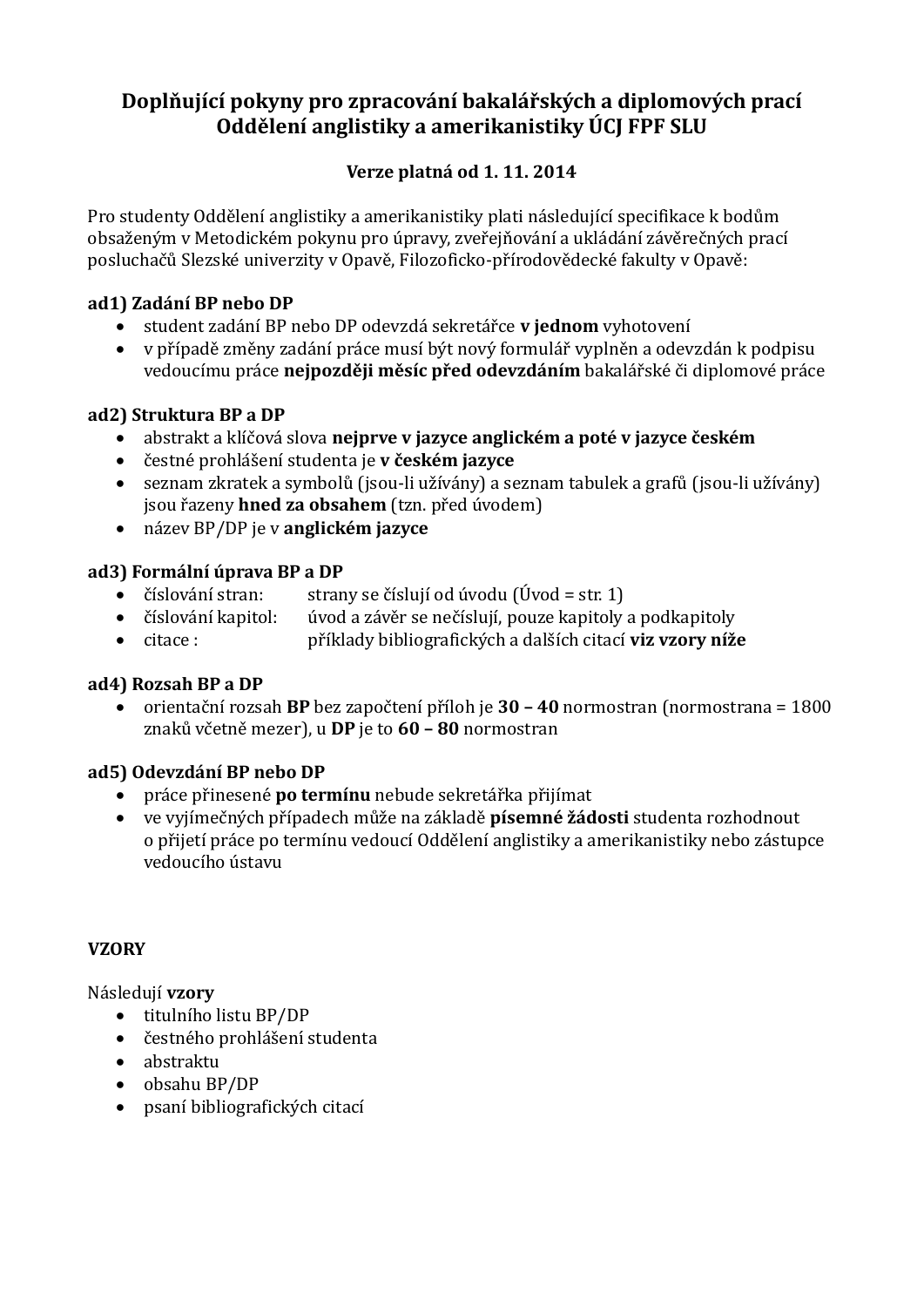# Doplňující pokyny pro zpracování bakalářských a diplomových prací
# Oddělení anglistiky a amerikanistiky ÚCJ FPF SLU

**Verze platná od 1. 11. 2014**

Pro studenty Oddělení anglistiky a amerikanistiky platí následující specifikace k bodům obsaženým v Metodickém pokynu pro úpravy, zveřejňování a ukládání závěrečných prací posluchačů Slezské univerzity v Opavě, Filozoficko-přírodovědecké fakulty v Opavě:

### ad1) Zadání BP nebo DP

- student zadání BP nebo DP odevzdá sekretářce **v jednom** vyhotovení
- v případě změny zadání práce musí být nový formulář vyplněn a odevzdán k podpisu vedoucímu práce **nejpozději měsíc před odevzdáním** bakalářské či diplomové práce

### ad2) Struktura BP a DP

- abstrakt a klíčová slova **nejprve v jazyce anglickém a poté v jazyce českém**
- čestné prohlášení studenta je **v českém jazyce**
- seznam zkratek a symbolů (jsou-li užívány) a seznam tabulek a grafů (jsou-li užívány) jsou řazeny **hned za obsahem** (tzn. před úvodem)
- název BP/DP je v **anglickém jazyce**

### ad3) Formální úprava BP a DP

- číslování stran: strany se číslují od úvodu (Úvod = str. 1)
- číslování kapitol: úvod a závěr se nečíslují, pouze kapitoly a podkapitoly
- citace : příklady bibliografických a dalších citací **viz vzory níže**

### ad4) Rozsah BP a DP

- orientační rozsah **BP** bez započtení příloh je **30 – 40** normostran (normostrana = 1800 znaků včetně mezer), u **DP** je to **60 – 80** normostran

### ad5) Odevzdání BP nebo DP

- práce přinesené **po termínu** nebude sekretářka přijímat
- ve vyjímečných případech může na základě **písemné žádosti** studenta rozhodnout o přijetí práce po termínu vedoucí Oddělení anglistiky a amerikanistiky nebo zástupce vedoucího ústavu

### VZORY

Následují **vzory**

- titulního listu BP/DP
- čestného prohlášení studenta
- abstraktu
- obsahu BP/DP
- psaní bibliografických citací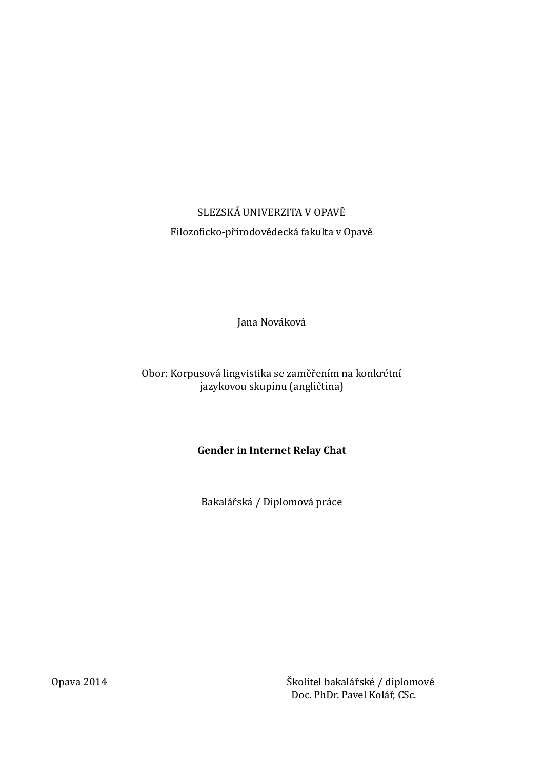SLEZSKÁ UNIVERZITA V OPAVĚ

Filozoficko-přírodovědecká fakulta v Opavě

Jana Nováková

Obor: Korpusová lingvistika se zaměřením na konkrétní jazykovou skupinu (angličtina)

**Gender in Internet Relay Chat**

Bakalářská / Diplomová práce

Opava 2014

Školitel bakalářské / diplomové
Doc. PhDr. Pavel Kolář, CSc.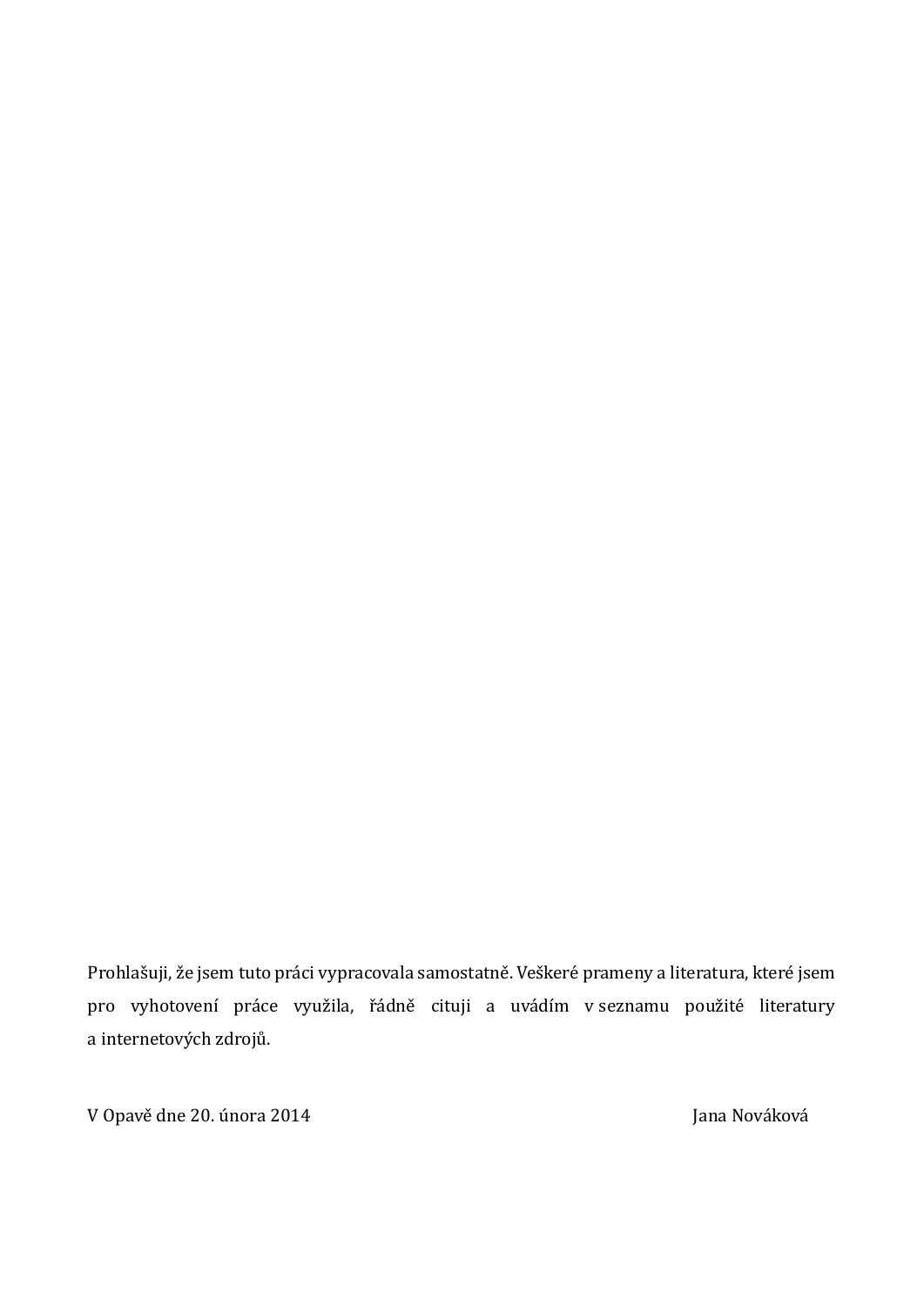Prohlašuji, že jsem tuto práci vypracovala samostatně. Veškeré prameny a literatura, které jsem pro vyhotovení práce využila, řádně cituji a uvádím v seznamu použité literatury a internetových zdrojů.

V Opavě dne 20. února 2014 Jana Nováková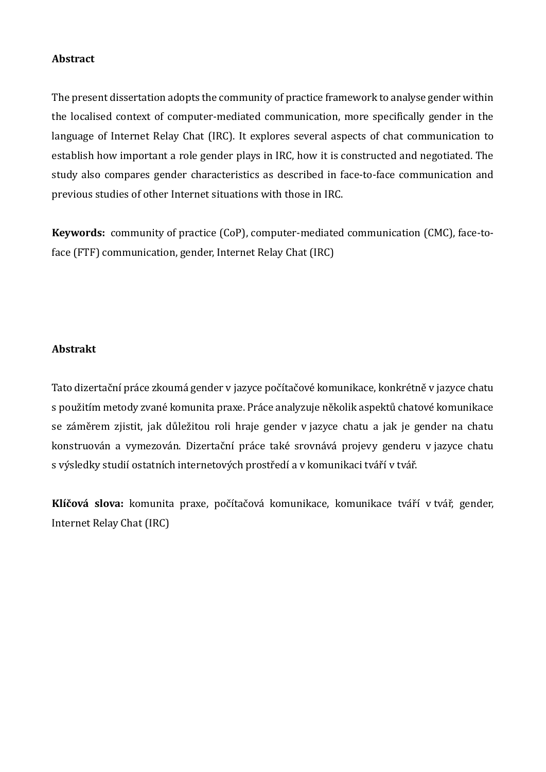## Abstract

The present dissertation adopts the community of practice framework to analyse gender within the localised context of computer-mediated communication, more specifically gender in the language of Internet Relay Chat (IRC). It explores several aspects of chat communication to establish how important a role gender plays in IRC, how it is constructed and negotiated. The study also compares gender characteristics as described in face-to-face communication and previous studies of other Internet situations with those in IRC.

**Keywords:** community of practice (CoP), computer-mediated communication (CMC), face-to-face (FTF) communication, gender, Internet Relay Chat (IRC)

## Abstrakt

Tato dizertační práce zkoumá gender v jazyce počítačové komunikace, konkrétně v jazyce chatu s použitím metody zvané komunita praxe. Práce analyzuje několik aspektů chatové komunikace se záměrem zjistit, jak důležitou roli hraje gender v jazyce chatu a jak je gender na chatu konstruován a vymezován. Dizertační práce také srovnává projevy genderu v jazyce chatu s výsledky studií ostatních internetových prostředí a v komunikaci tváří v tvář.

**Klíčová slova:** komunita praxe, počítačová komunikace, komunikace tváří v tvář, gender, Internet Relay Chat (IRC)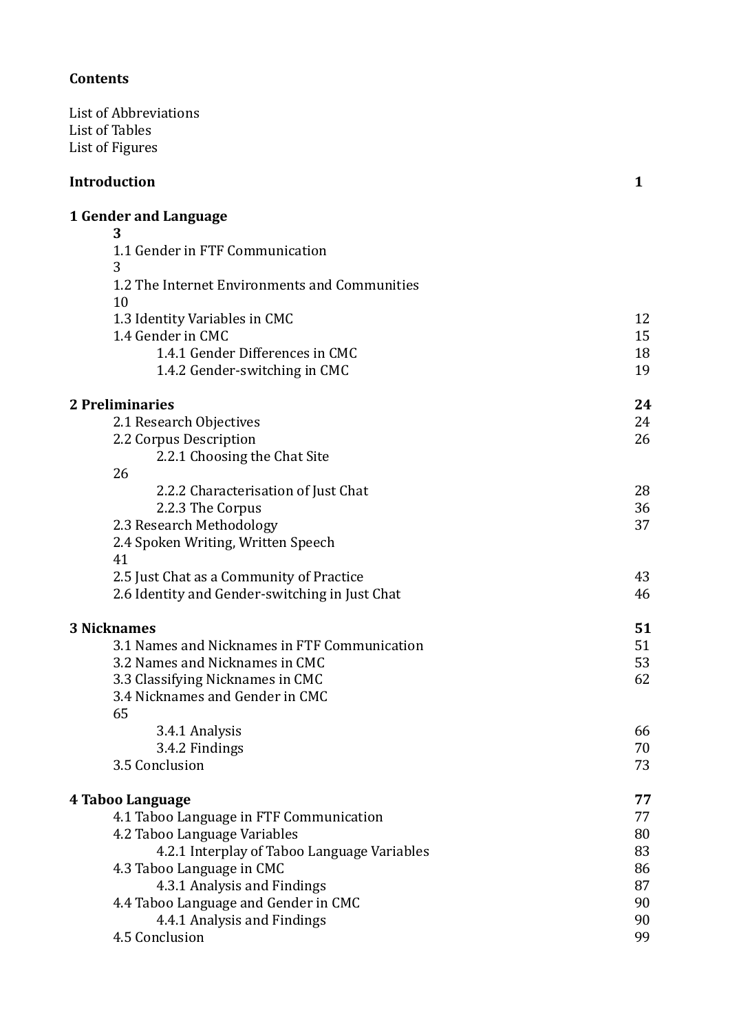**Contents**

List of Abbreviations
List of Tables
List of Figures

| | |
|---|---|
| **Introduction** | **1** |
| **1 Gender and Language** | **3** |
| 1.1 Gender in FTF Communication | 3 |
| 1.2 The Internet Environments and Communities | 10 |
| 1.3 Identity Variables in CMC | 12 |
| 1.4 Gender in CMC | 15 |
| 1.4.1 Gender Differences in CMC | 18 |
| 1.4.2 Gender-switching in CMC | 19 |
| **2 Preliminaries** | **24** |
| 2.1 Research Objectives | 24 |
| 2.2 Corpus Description | 26 |
| 2.2.1 Choosing the Chat Site | 26 |
| 2.2.2 Characterisation of Just Chat | 28 |
| 2.2.3 The Corpus | 36 |
| 2.3 Research Methodology | 37 |
| 2.4 Spoken Writing, Written Speech | 41 |
| 2.5 Just Chat as a Community of Practice | 43 |
| 2.6 Identity and Gender-switching in Just Chat | 46 |
| **3 Nicknames** | **51** |
| 3.1 Names and Nicknames in FTF Communication | 51 |
| 3.2 Names and Nicknames in CMC | 53 |
| 3.3 Classifying Nicknames in CMC | 62 |
| 3.4 Nicknames and Gender in CMC | 65 |
| 3.4.1 Analysis | 66 |
| 3.4.2 Findings | 70 |
| 3.5 Conclusion | 73 |
| **4 Taboo Language** | **77** |
| 4.1 Taboo Language in FTF Communication | 77 |
| 4.2 Taboo Language Variables | 80 |
| 4.2.1 Interplay of Taboo Language Variables | 83 |
| 4.3 Taboo Language in CMC | 86 |
| 4.3.1 Analysis and Findings | 87 |
| 4.4 Taboo Language and Gender in CMC | 90 |
| 4.4.1 Analysis and Findings | 90 |
| 4.5 Conclusion | 99 |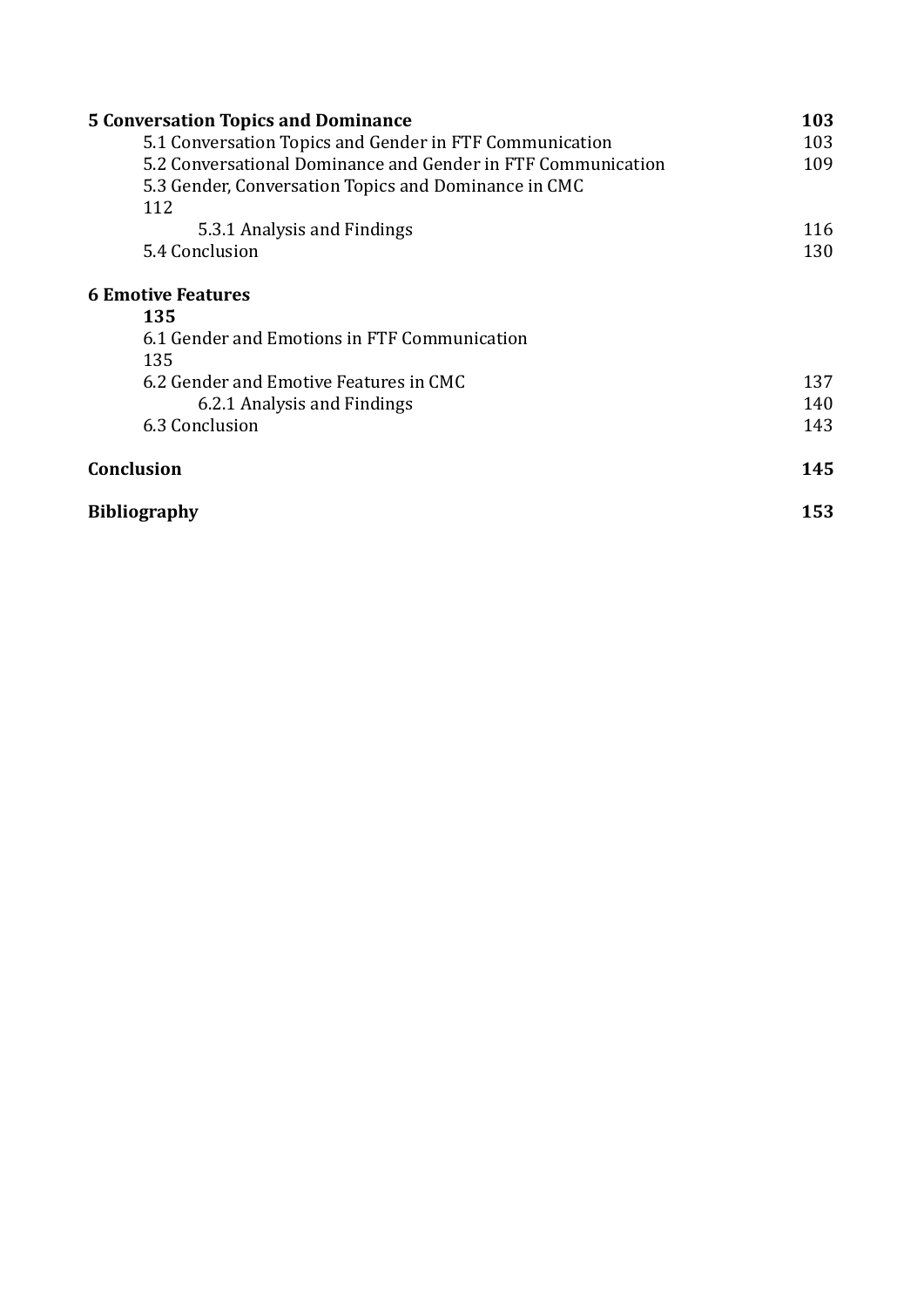**5 Conversation Topics and Dominance** **103**

5.1 Conversation Topics and Gender in FTF Communication 103

5.2 Conversational Dominance and Gender in FTF Communication 109

5.3 Gender, Conversation Topics and Dominance in CMC 112

5.3.1 Analysis and Findings 116

5.4 Conclusion 130

**6 Emotive Features** **135**

6.1 Gender and Emotions in FTF Communication 135

6.2 Gender and Emotive Features in CMC 137

6.2.1 Analysis and Findings 140

6.3 Conclusion 143

**Conclusion** **145**

**Bibliography** **153**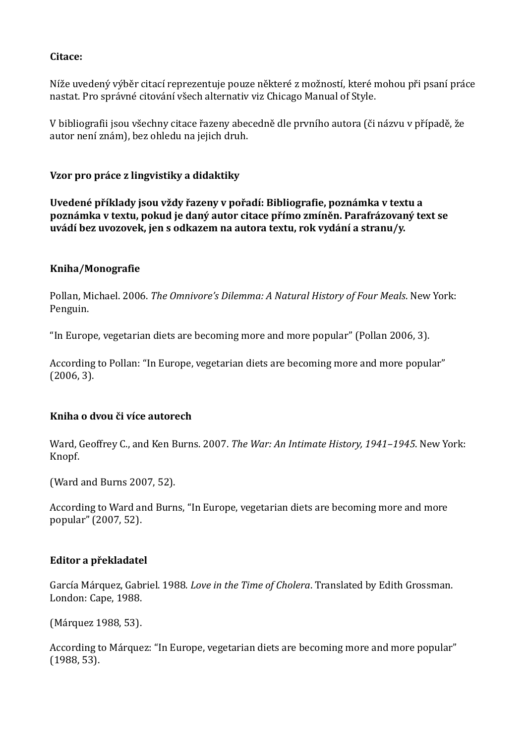**Citace:**

Níže uvedený výběr citací reprezentuje pouze některé z možností, které mohou při psaní práce nastat. Pro správné citování všech alternativ viz Chicago Manual of Style.

V bibliografii jsou všechny citace řazeny abecedně dle prvního autora (či názvu v případě, že autor není znám), bez ohledu na jejich druh.

**Vzor pro práce z lingvistiky a didaktiky**

**Uvedené příklady jsou vždy řazeny v pořadí: Bibliografie, poznámka v textu a poznámka v textu, pokud je daný autor citace přímo zmíněn. Parafrázovaný text se uvádí bez uvozovek, jen s odkazem na autora textu, rok vydání a stranu/y.**

**Kniha/Monografie**

Pollan, Michael. 2006. *The Omnivore's Dilemma: A Natural History of Four Meals*. New York: Penguin.

"In Europe, vegetarian diets are becoming more and more popular" (Pollan 2006, 3).

According to Pollan: "In Europe, vegetarian diets are becoming more and more popular" (2006, 3).

**Kniha o dvou či více autorech**

Ward, Geoffrey C., and Ken Burns. 2007. *The War: An Intimate History, 1941–1945*. New York: Knopf.

(Ward and Burns 2007, 52).

According to Ward and Burns, "In Europe, vegetarian diets are becoming more and more popular" (2007, 52).

**Editor a překladatel**

García Márquez, Gabriel. 1988. *Love in the Time of Cholera*. Translated by Edith Grossman. London: Cape, 1988.

(Márquez 1988, 53).

According to Márquez: "In Europe, vegetarian diets are becoming more and more popular" (1988, 53).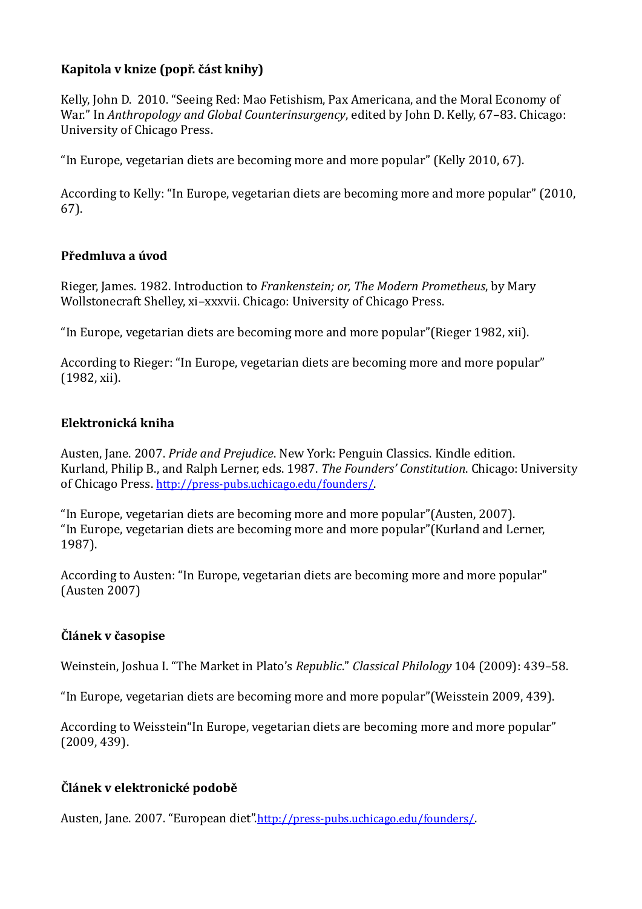**Kapitola v knize (popř. část knihy)**

Kelly, John D. 2010. "Seeing Red: Mao Fetishism, Pax Americana, and the Moral Economy of War." In *Anthropology and Global Counterinsurgency*, edited by John D. Kelly, 67–83. Chicago: University of Chicago Press.

"In Europe, vegetarian diets are becoming more and more popular" (Kelly 2010, 67).

According to Kelly: "In Europe, vegetarian diets are becoming more and more popular" (2010, 67).

**Předmluva a úvod**

Rieger, James. 1982. Introduction to *Frankenstein; or, The Modern Prometheus*, by Mary Wollstonecraft Shelley, xi–xxxvii. Chicago: University of Chicago Press.

"In Europe, vegetarian diets are becoming more and more popular"(Rieger 1982, xii).

According to Rieger: "In Europe, vegetarian diets are becoming more and more popular" (1982, xii).

**Elektronická kniha**

Austen, Jane. 2007. *Pride and Prejudice*. New York: Penguin Classics. Kindle edition.
Kurland, Philip B., and Ralph Lerner, eds. 1987. *The Founders' Constitution*. Chicago: University of Chicago Press. http://press-pubs.uchicago.edu/founders/.

"In Europe, vegetarian diets are becoming more and more popular"(Austen, 2007).
"In Europe, vegetarian diets are becoming more and more popular"(Kurland and Lerner, 1987).

According to Austen: "In Europe, vegetarian diets are becoming more and more popular" (Austen 2007)

**Článek v časopise**

Weinstein, Joshua I. "The Market in Plato's *Republic*." *Classical Philology* 104 (2009): 439–58.

"In Europe, vegetarian diets are becoming more and more popular"(Weisstein 2009, 439).

According to Weisstein"In Europe, vegetarian diets are becoming more and more popular" (2009, 439).

**Článek v elektronické podobě**

Austen, Jane. 2007. "European diet".http://press-pubs.uchicago.edu/founders/.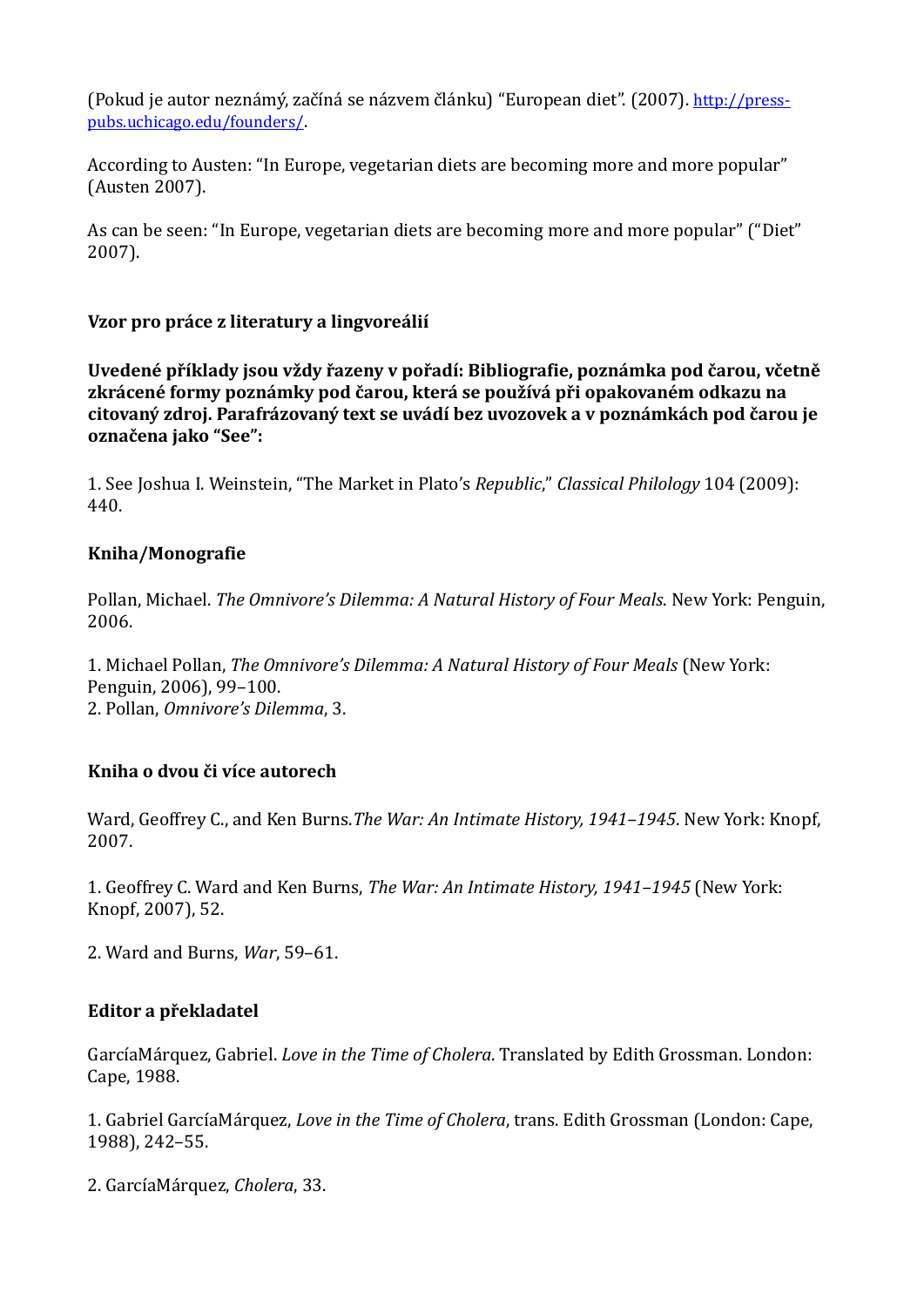(Pokud je autor neznámý, začíná se názvem článku) “European diet”. (2007). [http://press-pubs.uchicago.edu/founders/](http://press-pubs.uchicago.edu/founders/).

According to Austen: “In Europe, vegetarian diets are becoming more and more popular” (Austen 2007).

As can be seen: “In Europe, vegetarian diets are becoming more and more popular” (“Diet” 2007).

**Vzor pro práce z literatury a lingvoreálií**

**Uvedené příklady jsou vždy řazeny v pořadí: Bibliografie, poznámka pod čarou, včetně zkrácené formy poznámky pod čarou, která se používá při opakovaném odkazu na citovaný zdroj. Parafrázovaný text se uvádí bez uvozovek a v poznámkách pod čarou je označena jako “See”:**

1. See Joshua I. Weinstein, “The Market in Plato’s *Republic*,” *Classical Philology* 104 (2009): 440.

**Kniha/Monografie**

Pollan, Michael. *The Omnivore’s Dilemma: A Natural History of Four Meals*. New York: Penguin, 2006.

1. Michael Pollan, *The Omnivore’s Dilemma: A Natural History of Four Meals* (New York: Penguin, 2006), 99–100.
2. Pollan, *Omnivore’s Dilemma*, 3.

**Kniha o dvou či více autorech**

Ward, Geoffrey C., and Ken Burns.*The War: An Intimate History, 1941–1945*. New York: Knopf, 2007.

1. Geoffrey C. Ward and Ken Burns, *The War: An Intimate History, 1941–1945* (New York: Knopf, 2007), 52.

2. Ward and Burns, *War*, 59–61.

**Editor a překladatel**

GarcíaMárquez, Gabriel. *Love in the Time of Cholera*. Translated by Edith Grossman. London: Cape, 1988.

1. Gabriel GarcíaMárquez, *Love in the Time of Cholera*, trans. Edith Grossman (London: Cape, 1988), 242–55.

2. GarcíaMárquez, *Cholera*, 33.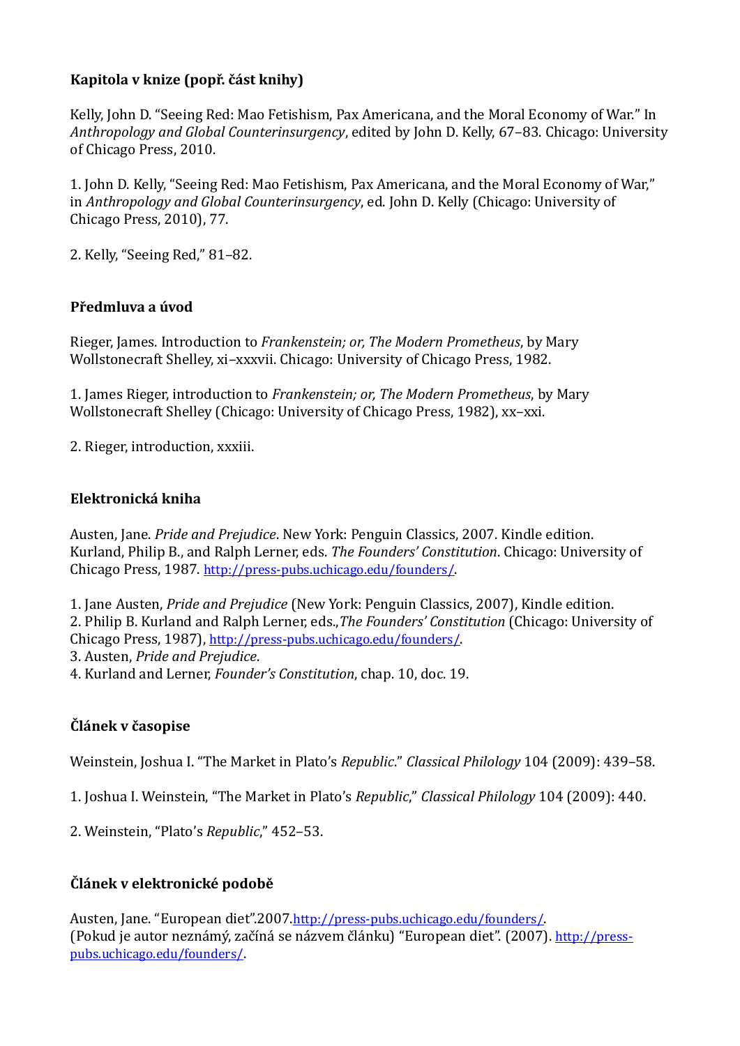**Kapitola v knize (popř. část knihy)**

Kelly, John D. “Seeing Red: Mao Fetishism, Pax Americana, and the Moral Economy of War.” In *Anthropology and Global Counterinsurgency*, edited by John D. Kelly, 67–83. Chicago: University of Chicago Press, 2010.

1. John D. Kelly, “Seeing Red: Mao Fetishism, Pax Americana, and the Moral Economy of War,” in *Anthropology and Global Counterinsurgency*, ed. John D. Kelly (Chicago: University of Chicago Press, 2010), 77.

2. Kelly, “Seeing Red,” 81–82.

**Předmluva a úvod**

Rieger, James. Introduction to *Frankenstein; or, The Modern Prometheus*, by Mary Wollstonecraft Shelley, xi–xxxvii. Chicago: University of Chicago Press, 1982.

1. James Rieger, introduction to *Frankenstein; or, The Modern Prometheus*, by Mary Wollstonecraft Shelley (Chicago: University of Chicago Press, 1982), xx–xxi.

2. Rieger, introduction, xxxiii.

**Elektronická kniha**

Austen, Jane. *Pride and Prejudice*. New York: Penguin Classics, 2007. Kindle edition.
Kurland, Philip B., and Ralph Lerner, eds. *The Founders' Constitution*. Chicago: University of Chicago Press, 1987. http://press-pubs.uchicago.edu/founders/.

1. Jane Austen, *Pride and Prejudice* (New York: Penguin Classics, 2007), Kindle edition.
2. Philip B. Kurland and Ralph Lerner, eds.,*The Founders' Constitution* (Chicago: University of Chicago Press, 1987), http://press-pubs.uchicago.edu/founders/.
3. Austen, *Pride and Prejudice*.
4. Kurland and Lerner, *Founder's Constitution*, chap. 10, doc. 19.

**Článek v časopise**

Weinstein, Joshua I. “The Market in Plato's *Republic*.” *Classical Philology* 104 (2009): 439–58.

1. Joshua I. Weinstein, “The Market in Plato's *Republic*,” *Classical Philology* 104 (2009): 440.

2. Weinstein, “Plato's *Republic*,” 452–53.

**Článek v elektronické podobě**

Austen, Jane. “European diet”.2007.http://press-pubs.uchicago.edu/founders/.
(Pokud je autor neznámý, začíná se názvem článku) “European diet”. (2007). http://press-pubs.uchicago.edu/founders/.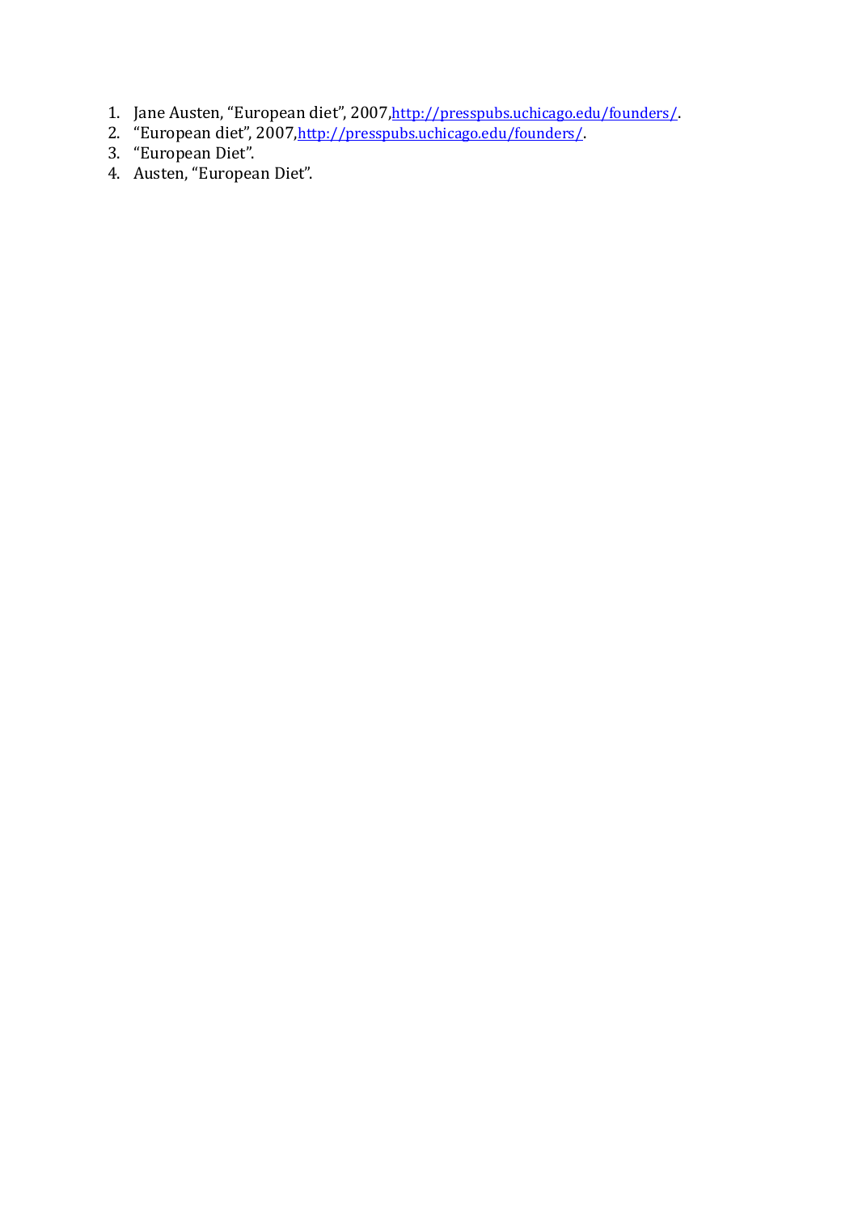1. Jane Austen, “European diet”, 2007,http://presspubs.uchicago.edu/founders/.
2. “European diet”, 2007,http://presspubs.uchicago.edu/founders/.
3. “European Diet”.
4. Austen, “European Diet”.